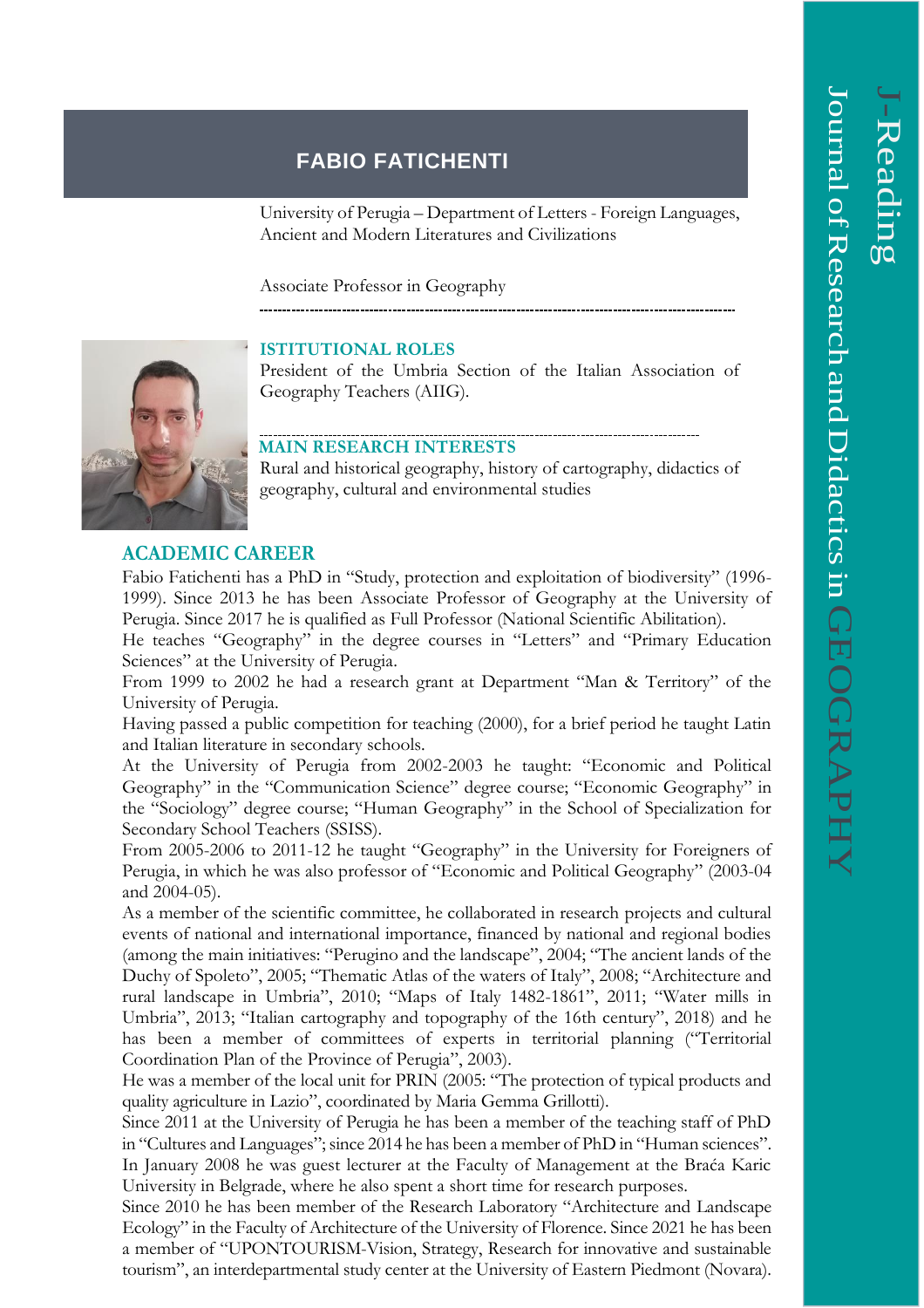# FABIO FATICHENTI

University of Perugia – Department of Letters - Foreign Languages, Ancient and Modern Literatures and Civilizations

Associate Professor in Geography

---

## ISTITUTIONAL ROLES

President of the Umbria Section of the Italian Association of Geography Teachers (AIIG).

---

## MAIN RESEARCH INTERESTS

Rural and historical geography, history of cartography, didactics of geography, cultural and environmental studies

## ACADEMIC CAREER

Fabio Fatichenti has a PhD in "Study, protection and exploitation of biodiversity" (1996-1999). Since 2013 he has been Associate Professor of Geography at the University of Perugia. Since 2017 he is qualified as Full Professor (National Scientific Abilitation).

He teaches "Geography" in the degree courses in "Letters" and "Primary Education Sciences" at the University of Perugia.

From 1999 to 2002 he had a research grant at Department "Man & Territory" of the University of Perugia.

Having passed a public competition for teaching (2000), for a brief period he taught Latin and Italian literature in secondary schools.

At the University of Perugia from 2002-2003 he taught: "Economic and Political Geography" in the "Communication Science" degree course; "Economic Geography" in the "Sociology" degree course; "Human Geography" in the School of Specialization for Secondary School Teachers (SSISS).

From 2005-2006 to 2011-12 he taught "Geography" in the University for Foreigners of Perugia, in which he was also professor of "Economic and Political Geography" (2003-04 and 2004-05).

As a member of the scientific committee, he collaborated in research projects and cultural events of national and international importance, financed by national and regional bodies (among the main initiatives: "Perugino and the landscape", 2004; "The ancient lands of the Duchy of Spoleto", 2005; "Thematic Atlas of the waters of Italy", 2008; "Architecture and rural landscape in Umbria", 2010; "Maps of Italy 1482-1861", 2011; "Water mills in Umbria", 2013; "Italian cartography and topography of the 16th century", 2018) and he has been a member of committees of experts in territorial planning ("Territorial Coordination Plan of the Province of Perugia", 2003).

He was a member of the local unit for PRIN (2005: "The protection of typical products and quality agriculture in Lazio", coordinated by Maria Gemma Grillotti).

Since 2011 at the University of Perugia he has been a member of the teaching staff of PhD in "Cultures and Languages"; since 2014 he has been a member of PhD in "Human sciences".

In January 2008 he was guest lecturer at the Faculty of Management at the Braća Karic University in Belgrade, where he also spent a short time for research purposes.

Since 2010 he has been member of the Research Laboratory "Architecture and Landscape Ecology" in the Faculty of Architecture of the University of Florence. Since 2021 he has been a member of "UPONTOURISM-Vision, Strategy, Research for innovative and sustainable tourism", an interdepartmental study center at the University of Eastern Piedmont (Novara).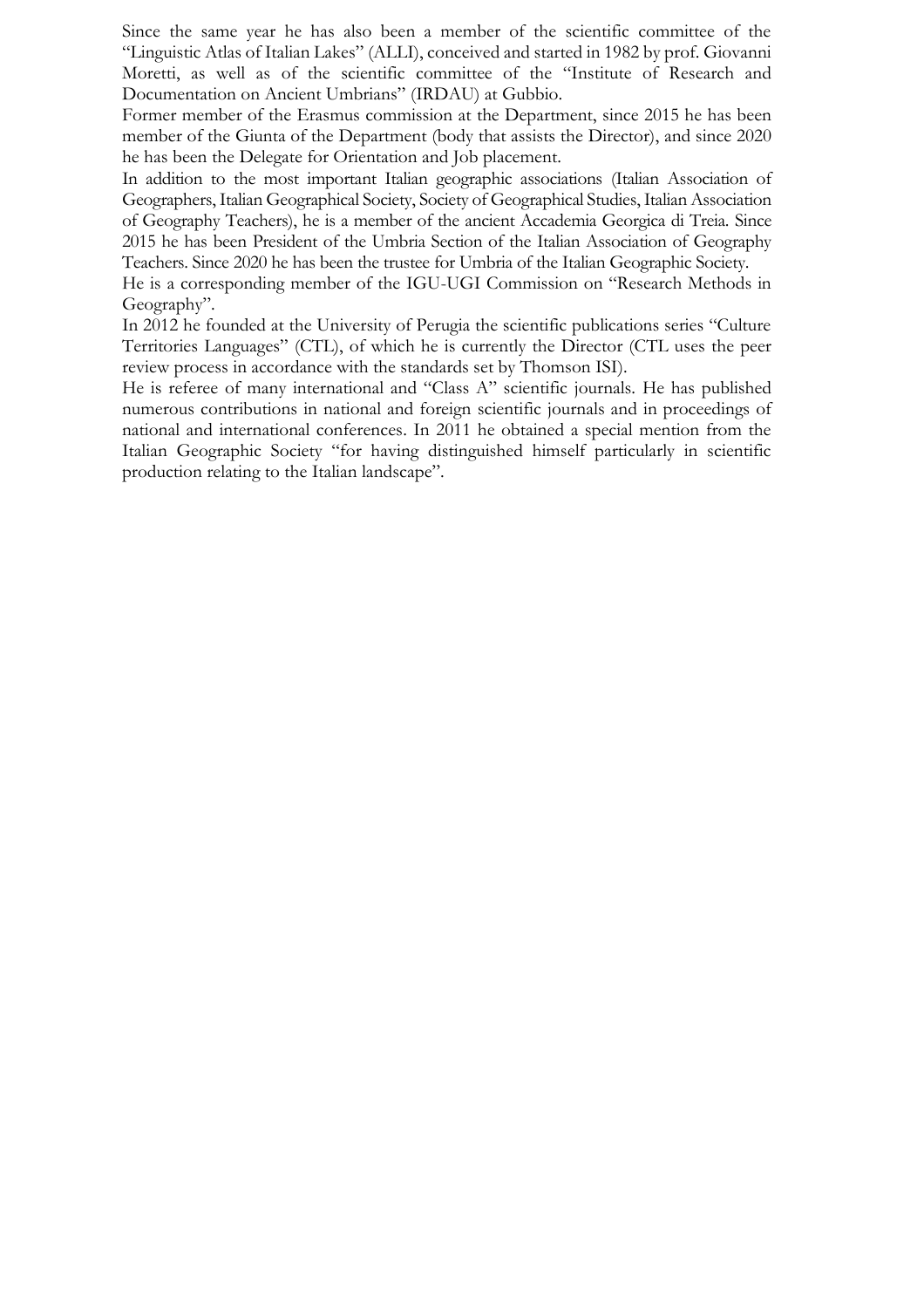Since the same year he has also been a member of the scientific committee of the "Linguistic Atlas of Italian Lakes" (ALLI), conceived and started in 1982 by prof. Giovanni Moretti, as well as of the scientific committee of the "Institute of Research and Documentation on Ancient Umbrians" (IRDAU) at Gubbio.

Former member of the Erasmus commission at the Department, since 2015 he has been member of the Giunta of the Department (body that assists the Director), and since 2020 he has been the Delegate for Orientation and Job placement.

In addition to the most important Italian geographic associations (Italian Association of Geographers, Italian Geographical Society, Society of Geographical Studies, Italian Association of Geography Teachers), he is a member of the ancient Accademia Georgica di Treia. Since 2015 he has been President of the Umbria Section of the Italian Association of Geography Teachers. Since 2020 he has been the trustee for Umbria of the Italian Geographic Society.

He is a corresponding member of the IGU-UGI Commission on "Research Methods in Geography".

In 2012 he founded at the University of Perugia the scientific publications series "Culture Territories Languages" (CTL), of which he is currently the Director (CTL uses the peer review process in accordance with the standards set by Thomson ISI).

He is referee of many international and "Class A" scientific journals. He has published numerous contributions in national and foreign scientific journals and in proceedings of national and international conferences. In 2011 he obtained a special mention from the Italian Geographic Society "for having distinguished himself particularly in scientific production relating to the Italian landscape".